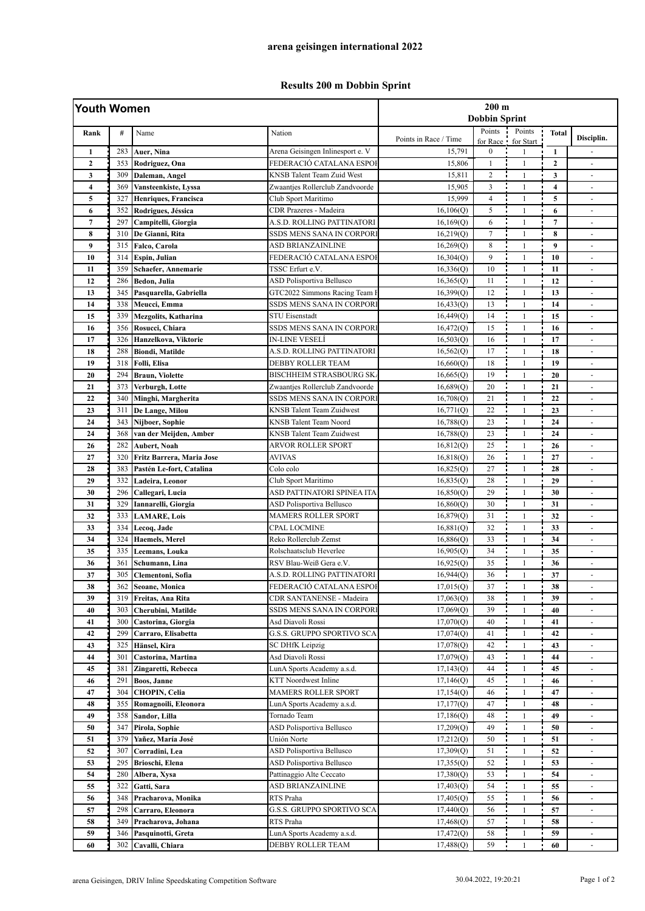## arena geisingen international 2022

### Results 200 m Dobbin Sprint

| Youth Women | | | | 200 m Dobbin Sprint | | | | |
|---|---|---|---|---|---|---|---|---|
| Rank | # | Name | Nation | Points in Race / Time | Points for Race | Points for Start | Total | Disciplin. |
| 1 | 283 | **Auer, Nina** | Arena Geisingen Inlinesport e. V | 15,791 | 0 | 1 | 1 | - |
| 2 | 353 | **Rodriguez, Ona** | FEDERACIÓ CATALANA ESPOI | 15,806 | 1 | 1 | 2 | - |
| 3 | 309 | **Daleman, Angel** | KNSB Talent Team Zuid West | 15,811 | 2 | 1 | 3 | - |
| 4 | 369 | **Vansteenkiste, Lyssa** | Zwaantjes Rollerclub Zandvoorde | 15,905 | 3 | 1 | 4 | - |
| 5 | 327 | **Henriques, Francisca** | Club Sport Maritimo | 15,999 | 4 | 1 | 5 | - |
| 6 | 352 | **Rodrigues, Jéssica** | CDR Prazeres - Madeira | 16,106(Q) | 5 | 1 | 6 | - |
| 7 | 297 | **Campitelli, Giorgia** | A.S.D. ROLLING PATTINATORI | 16,169(Q) | 6 | 1 | 7 | - |
| 8 | 310 | **De Gianni, Rita** | SSDS MENS SANA IN CORPORI | 16,219(Q) | 7 | 1 | 8 | - |
| 9 | 315 | **Falco, Carola** | ASD BRIANZAINLINE | 16,269(Q) | 8 | 1 | 9 | - |
| 10 | 314 | **Espin, Julian** | FEDERACIÓ CATALANA ESPOI | 16,304(Q) | 9 | 1 | 10 | - |
| 11 | 359 | **Schaefer, Annemarie** | TSSC Erfurt e.V. | 16,336(Q) | 10 | 1 | 11 | - |
| 12 | 286 | **Bedon, Julia** | ASD Polisportiva Bellusco | 16,365(Q) | 11 | 1 | 12 | - |
| 13 | 345 | **Pasquarella, Gabriella** | GTC2022 Simmons Racing Team I | 16,399(Q) | 12 | 1 | 13 | - |
| 14 | 338 | **Meucci, Emma** | SSDS MENS SANA IN CORPORI | 16,433(Q) | 13 | 1 | 14 | - |
| 15 | 339 | **Mezgolits, Katharina** | STU Eisenstadt | 16,449(Q) | 14 | 1 | 15 | - |
| 16 | 356 | **Rosucci, Chiara** | SSDS MENS SANA IN CORPORI | 16,472(Q) | 15 | 1 | 16 | - |
| 17 | 326 | **Hanzelkova, Viktorie** | IN-LINE VESELÍ | 16,503(Q) | 16 | 1 | 17 | - |
| 18 | 288 | **Biondi, Matilde** | A.S.D. ROLLING PATTINATORI | 16,562(Q) | 17 | 1 | 18 | - |
| 19 | 318 | **Folli, Elisa** | DEBBY ROLLER TEAM | 16,660(Q) | 18 | 1 | 19 | - |
| 20 | 294 | **Braun, Violette** | BISCHHEIM STRASBOURG SK | 16,665(Q) | 19 | 1 | 20 | - |
| 21 | 373 | **Verburgh, Lotte** | Zwaantjes Rollerclub Zandvoorde | 16,689(Q) | 20 | 1 | 21 | - |
| 22 | 340 | **Minghi, Margherita** | SSDS MENS SANA IN CORPORI | 16,708(Q) | 21 | 1 | 22 | - |
| 23 | 311 | **De Lange, Milou** | KNSB Talent Team Zuidwest | 16,771(Q) | 22 | 1 | 23 | - |
| 24 | 343 | **Nijboer, Sophie** | KNSB Talent Team Noord | 16,788(Q) | 23 | 1 | 24 | - |
| 24 | 368 | **van der Meijden, Amber** | KNSB Talent Team Zuidwest | 16,788(Q) | 23 | 1 | 24 | - |
| 26 | 282 | **Aubert, Noah** | ARVOR ROLLER SPORT | 16,812(Q) | 25 | 1 | 26 | - |
| 27 | 320 | **Fritz Barrera, Maria Jose** | AVIVAS | 16,818(Q) | 26 | 1 | 27 | - |
| 28 | 383 | **Pastén Le-fort, Catalina** | Colo colo | 16,825(Q) | 27 | 1 | 28 | - |
| 29 | 332 | **Ladeira, Leonor** | Club Sport Maritimo | 16,835(Q) | 28 | 1 | 29 | - |
| 30 | 296 | **Callegari, Lucia** | ASD PATTINATORI SPINEA ITA | 16,850(Q) | 29 | 1 | 30 | - |
| 31 | 329 | **Iannarelli, Giorgia** | ASD Polisportiva Bellusco | 16,860(Q) | 30 | 1 | 31 | - |
| 32 | 333 | **LAMARE, Lois** | MAMERS ROLLER SPORT | 16,879(Q) | 31 | 1 | 32 | - |
| 33 | 334 | **Lecoq, Jade** | CPAL LOCMINE | 16,881(Q) | 32 | 1 | 33 | - |
| 34 | 324 | **Haemels, Merel** | Reko Rollerclub Zemst | 16,886(Q) | 33 | 1 | 34 | - |
| 35 | 335 | **Leemans, Louka** | Rolschaatsclub Heverlee | 16,905(Q) | 34 | 1 | 35 | - |
| 36 | 361 | **Schumann, Lina** | RSV Blau-Weiß Gera e.V. | 16,925(Q) | 35 | 1 | 36 | - |
| 37 | 305 | **Clementoni, Sofia** | A.S.D. ROLLING PATTINATORI | 16,944(Q) | 36 | 1 | 37 | - |
| 38 | 362 | **Seoane, Monica** | FEDERACIÓ CATALANA ESPOI | 17,015(Q) | 37 | 1 | 38 | - |
| 39 | 319 | **Freitas, Ana Rita** | CDR SANTANENSE - Madeira | 17,063(Q) | 38 | 1 | 39 | - |
| 40 | 303 | **Cherubini, Matilde** | SSDS MENS SANA IN CORPORI | 17,069(Q) | 39 | 1 | 40 | - |
| 41 | 300 | **Castorina, Giorgia** | Asd Diavoli Rossi | 17,070(Q) | 40 | 1 | 41 | - |
| 42 | 299 | **Carraro, Elisabetta** | G.S.S. GRUPPO SPORTIVO SCA | 17,074(Q) | 41 | 1 | 42 | - |
| 43 | 325 | **Hänsel, Kira** | SC DHfK Leipzig | 17,078(Q) | 42 | 1 | 43 | - |
| 44 | 301 | **Castorina, Martina** | Asd Diavoli Rossi | 17,079(Q) | 43 | 1 | 44 | - |
| 45 | 381 | **Zingaretti, Rebecca** | LunA Sports Academy a.s.d. | 17,143(Q) | 44 | 1 | 45 | - |
| 46 | 291 | **Boos, Janne** | KTT Noordwest Inline | 17,146(Q) | 45 | 1 | 46 | - |
| 47 | 304 | **CHOPIN, Celia** | MAMERS ROLLER SPORT | 17,154(Q) | 46 | 1 | 47 | - |
| 48 | 355 | **Romagnoili, Eleonora** | LunA Sports Academy a.s.d. | 17,177(Q) | 47 | 1 | 48 | - |
| 49 | 358 | **Sandor, Lilla** | Tornado Team | 17,186(Q) | 48 | 1 | 49 | - |
| 50 | 347 | **Pirola, Sophie** | ASD Polisportiva Bellusco | 17,209(Q) | 49 | 1 | 50 | - |
| 51 | 379 | **Yañez, María José** | Unión Norte | 17,212(Q) | 50 | 1 | 51 | - |
| 52 | 307 | **Corradini, Lea** | ASD Polisportiva Bellusco | 17,309(Q) | 51 | 1 | 52 | - |
| 53 | 295 | **Brioschi, Elena** | ASD Polisportiva Bellusco | 17,355(Q) | 52 | 1 | 53 | - |
| 54 | 280 | **Albera, Xysa** | Pattinaggio Alte Ceccato | 17,380(Q) | 53 | 1 | 54 | - |
| 55 | 322 | **Gatti, Sara** | ASD BRIANZAINLINE | 17,403(Q) | 54 | 1 | 55 | - |
| 56 | 348 | **Pracharova, Monika** | RTS Praha | 17,405(Q) | 55 | 1 | 56 | - |
| 57 | 298 | **Carraro, Eleonora** | G.S.S. GRUPPO SPORTIVO SCA | 17,440(Q) | 56 | 1 | 57 | - |
| 58 | 349 | **Pracharova, Johana** | RTS Praha | 17,468(Q) | 57 | 1 | 58 | - |
| 59 | 346 | **Pasquinotti, Greta** | LunA Sports Academy a.s.d. | 17,472(Q) | 58 | 1 | 59 | - |
| 60 | 302 | **Cavalli, Chiara** | DEBBY ROLLER TEAM | 17,488(Q) | 59 | 1 | 60 | - |

arena Geisingen, DRIV Inline Speedskating Competition Software — 30.04.2022, 19:20:21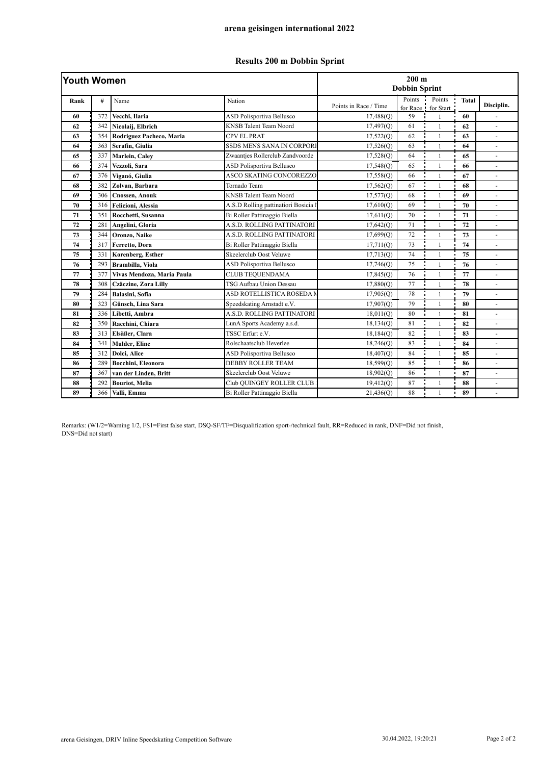**arena geisingen international 2022**

**Results 200 m Dobbin Sprint**

| Youth Women | | | | 200 m Dobbin Sprint | | | | |
|---|---|---|---|---|---|---|---|---|
| Rank | # | Name | Nation | Points in Race / Time | Points for Race | Points for Start | Total | Disciplin. |
| 60 | 372 | Vecchi, Ilaria | ASD Polisportiva Bellusco | 17,488(Q) | 59 | 1 | 60 | - |
| 62 | 342 | Nicolaij, Elbrich | KNSB Talent Team Noord | 17,497(Q) | 61 | 1 | 62 | - |
| 63 | 354 | Rodriguez Pacheco, Maria | CPV EL PRAT | 17,522(Q) | 62 | 1 | 63 | - |
| 64 | 363 | Serafin, Giulia | SSDS MENS SANA IN CORPORI | 17,526(Q) | 63 | 1 | 64 | - |
| 65 | 337 | Marlein, Caley | Zwaantjes Rollerclub Zandvoorde | 17,528(Q) | 64 | 1 | 65 | - |
| 66 | 374 | Vezzoli, Sara | ASD Polisportiva Bellusco | 17,548(Q) | 65 | 1 | 66 | - |
| 67 | 376 | Viganó, Giulia | ASCO SKATING CONCOREZZO | 17,558(Q) | 66 | 1 | 67 | - |
| 68 | 382 | Zolvan, Barbara | Tornado Team | 17,562(Q) | 67 | 1 | 68 | - |
| 69 | 306 | Cnossen, Anouk | KNSB Talent Team Noord | 17,577(Q) | 68 | 1 | 69 | - |
| 70 | 316 | Felicioni, Alessia | A.S.D Rolling pattinatiori Bosicia I | 17,610(Q) | 69 | 1 | 70 | - |
| 71 | 351 | Rocchetti, Susanna | Bi Roller Pattinaggio Biella | 17,611(Q) | 70 | 1 | 71 | - |
| 72 | 281 | Angelini, Gloria | A.S.D. ROLLING PATTINATORI | 17,642(Q) | 71 | 1 | 72 | - |
| 73 | 344 | Oronzo, Naike | A.S.D. ROLLING PATTINATORI | 17,699(Q) | 72 | 1 | 73 | - |
| 74 | 317 | Ferretto, Dora | Bi Roller Pattinaggio Biella | 17,711(Q) | 73 | 1 | 74 | - |
| 75 | 331 | Korenberg, Esther | Skeelerclub Oost Veluwe | 17,713(Q) | 74 | 1 | 75 | - |
| 76 | 293 | Brambilla, Viola | ASD Polisportiva Bellusco | 17,746(Q) | 75 | 1 | 76 | - |
| 77 | 377 | Vivas Mendoza, Maria Paula | CLUB TEQUENDAMA | 17,845(Q) | 76 | 1 | 77 | - |
| 78 | 308 | Czäczine, Zora Lilly | TSG Aufbau Union Dessau | 17,880(Q) | 77 | 1 | 78 | - |
| 79 | 284 | Balasini, Sofia | ASD ROTELLISTICA ROSEDA N | 17,905(Q) | 78 | 1 | 79 | - |
| 80 | 323 | Günsch, Lina Sara | Speedskating Arnstadt e.V. | 17,907(Q) | 79 | 1 | 80 | - |
| 81 | 336 | Libetti, Ambra | A.S.D. ROLLING PATTINATORI | 18,011(Q) | 80 | 1 | 81 | - |
| 82 | 350 | Racchini, Chiara | LunA Sports Academy a.s.d. | 18,134(Q) | 81 | 1 | 82 | - |
| 83 | 313 | Elsäßer, Clara | TSSC Erfurt e.V. | 18,184(Q) | 82 | 1 | 83 | - |
| 84 | 341 | Mulder, Eline | Rolschaatsclub Heverlee | 18,246(Q) | 83 | 1 | 84 | - |
| 85 | 312 | Dolci, Alice | ASD Polisportiva Bellusco | 18,407(Q) | 84 | 1 | 85 | - |
| 86 | 289 | Bocchini, Eleonora | DEBBY ROLLER TEAM | 18,599(Q) | 85 | 1 | 86 | - |
| 87 | 367 | van der Linden, Britt | Skeelerclub Oost Veluwe | 18,902(Q) | 86 | 1 | 87 | - |
| 88 | 292 | Bouriot, Melia | Club QUINGEY ROLLER CLUB | 19,412(Q) | 87 | 1 | 88 | - |
| 89 | 366 | Valli, Emma | Bi Roller Pattinaggio Biella | 21,436(Q) | 88 | 1 | 89 | - |

Remarks: (W1/2=Warning 1/2, FS1=First false start, DSQ-SF/TF=Disqualification sport-/technical fault, RR=Reduced in rank, DNF=Did not finish, DNS=Did not start)

arena Geisingen, DRIV Inline Speedskating Competition Software 30.04.2022, 19:20:21